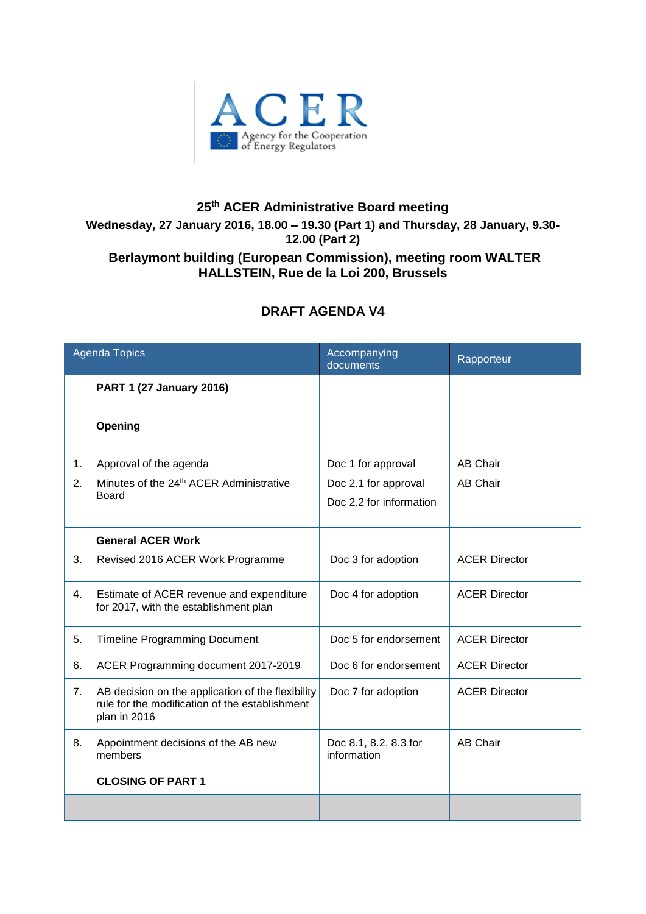# 25th ACER Administrative Board meeting

**Wednesday, 27 January 2016, 18.00 – 19.30 (Part 1) and Thursday, 28 January, 9.30-12.00 (Part 2)**

**Berlaymont building (European Commission), meeting room WALTER HALLSTEIN, Rue de la Loi 200, Brussels**

## DRAFT AGENDA V4

| Agenda Topics | Accompanying documents | Rapporteur |
|---|---|---|
| **PART 1 (27 January 2016)** | | |
| **Opening** | | |
| 1. Approval of the agenda | Doc 1 for approval | AB Chair |
| 2. Minutes of the 24th ACER Administrative Board | Doc 2.1 for approval<br>Doc 2.2 for information | AB Chair |
| **General ACER Work** | | |
| 3. Revised 2016 ACER Work Programme | Doc 3 for adoption | ACER Director |
| 4. Estimate of ACER revenue and expenditure for 2017, with the establishment plan | Doc 4 for adoption | ACER Director |
| 5. Timeline Programming Document | Doc 5 for endorsement | ACER Director |
| 6. ACER Programming document 2017-2019 | Doc 6 for endorsement | ACER Director |
| 7. AB decision on the application of the flexibility rule for the modification of the establishment plan in 2016 | Doc 7 for adoption | ACER Director |
| 8. Appointment decisions of the AB new members | Doc 8.1, 8.2, 8.3 for information | AB Chair |
| **CLOSING OF PART 1** | | |
| | | |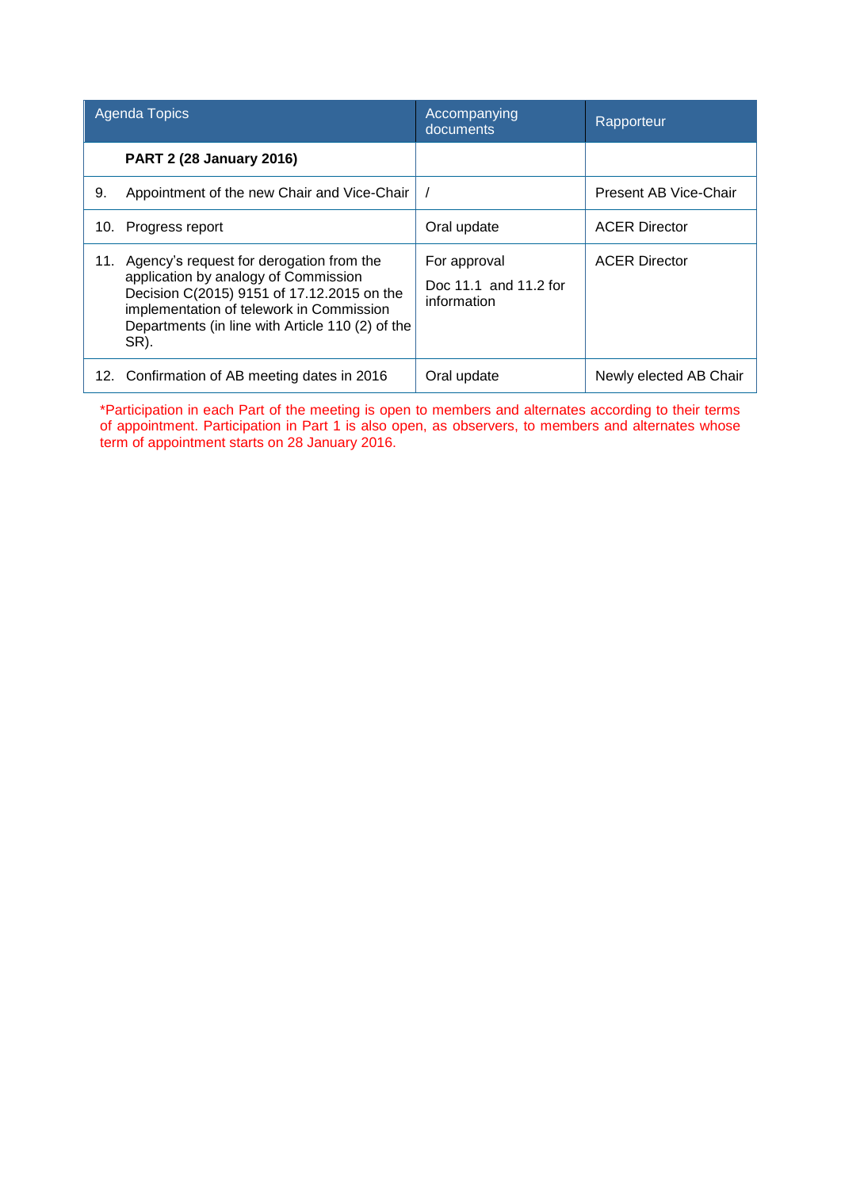| Agenda Topics | Accompanying documents | Rapporteur |
|---|---|---|
| **PART 2 (28 January 2016)** | | |
| 9. Appointment of the new Chair and Vice-Chair | / | Present AB Vice-Chair |
| 10. Progress report | Oral update | ACER Director |
| 11. Agency's request for derogation from the application by analogy of Commission Decision C(2015) 9151 of 17.12.2015 on the implementation of telework in Commission Departments (in line with Article 110 (2) of the SR). | For approval<br>Doc 11.1 and 11.2 for information | ACER Director |
| 12. Confirmation of AB meeting dates in 2016 | Oral update | Newly elected AB Chair |

*Participation in each Part of the meeting is open to members and alternates according to their terms of appointment. Participation in Part 1 is also open, as observers, to members and alternates whose term of appointment starts on 28 January 2016.